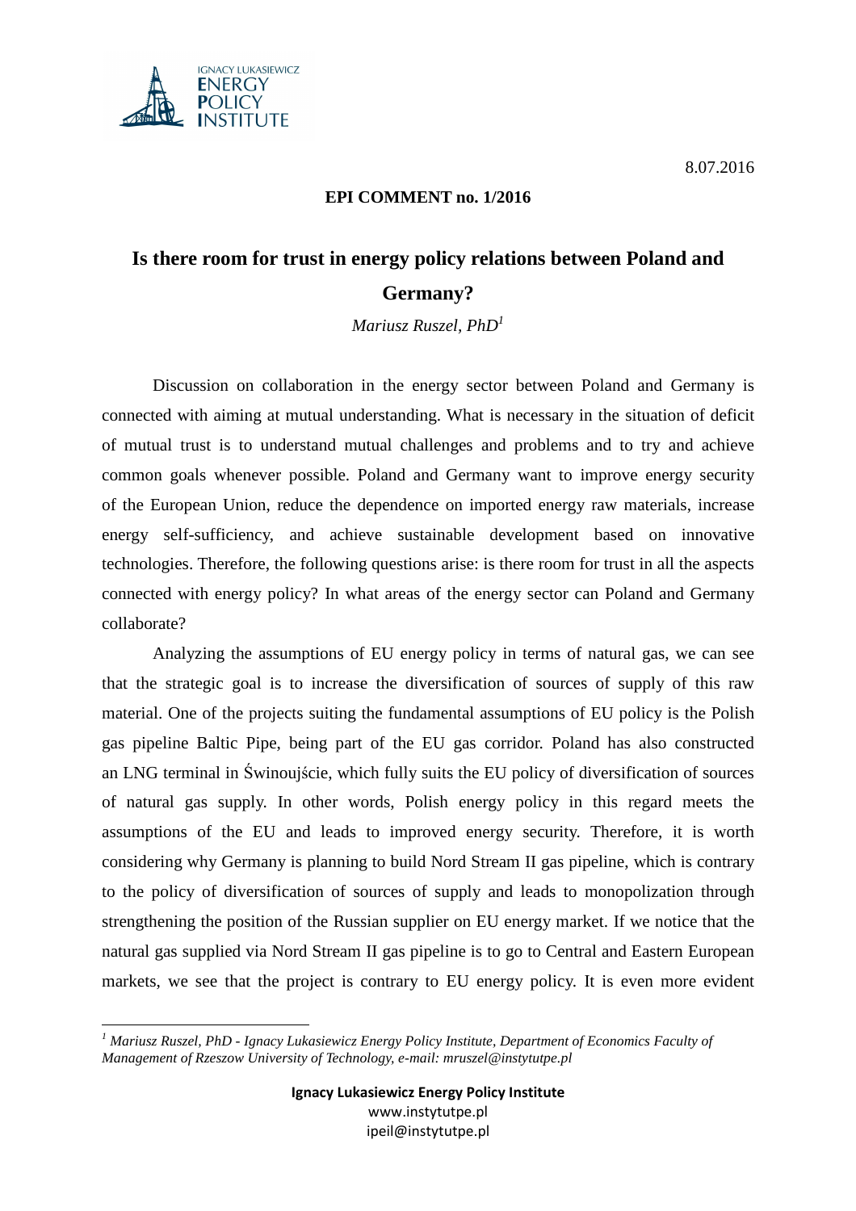8.07.2016

**EPI COMMENT no. 1/2016**

# Is there room for trust in energy policy relations between Poland and Germany?

*Mariusz Ruszel, PhD*[1]

Discussion on collaboration in the energy sector between Poland and Germany is connected with aiming at mutual understanding. What is necessary in the situation of deficit of mutual trust is to understand mutual challenges and problems and to try and achieve common goals whenever possible. Poland and Germany want to improve energy security of the European Union, reduce the dependence on imported energy raw materials, increase energy self-sufficiency, and achieve sustainable development based on innovative technologies. Therefore, the following questions arise: is there room for trust in all the aspects connected with energy policy? In what areas of the energy sector can Poland and Germany collaborate?

Analyzing the assumptions of EU energy policy in terms of natural gas, we can see that the strategic goal is to increase the diversification of sources of supply of this raw material. One of the projects suiting the fundamental assumptions of EU policy is the Polish gas pipeline Baltic Pipe, being part of the EU gas corridor. Poland has also constructed an LNG terminal in Świnoujście, which fully suits the EU policy of diversification of sources of natural gas supply. In other words, Polish energy policy in this regard meets the assumptions of the EU and leads to improved energy security. Therefore, it is worth considering why Germany is planning to build Nord Stream II gas pipeline, which is contrary to the policy of diversification of sources of supply and leads to monopolization through strengthening the position of the Russian supplier on EU energy market. If we notice that the natural gas supplied via Nord Stream II gas pipeline is to go to Central and Eastern European markets, we see that the project is contrary to EU energy policy. It is even more evident

---

[1] *Mariusz Ruszel, PhD - Ignacy Lukasiewicz Energy Policy Institute, Department of Economics Faculty of Management of Rzeszow University of Technology, e-mail: mruszel@instytutpe.pl*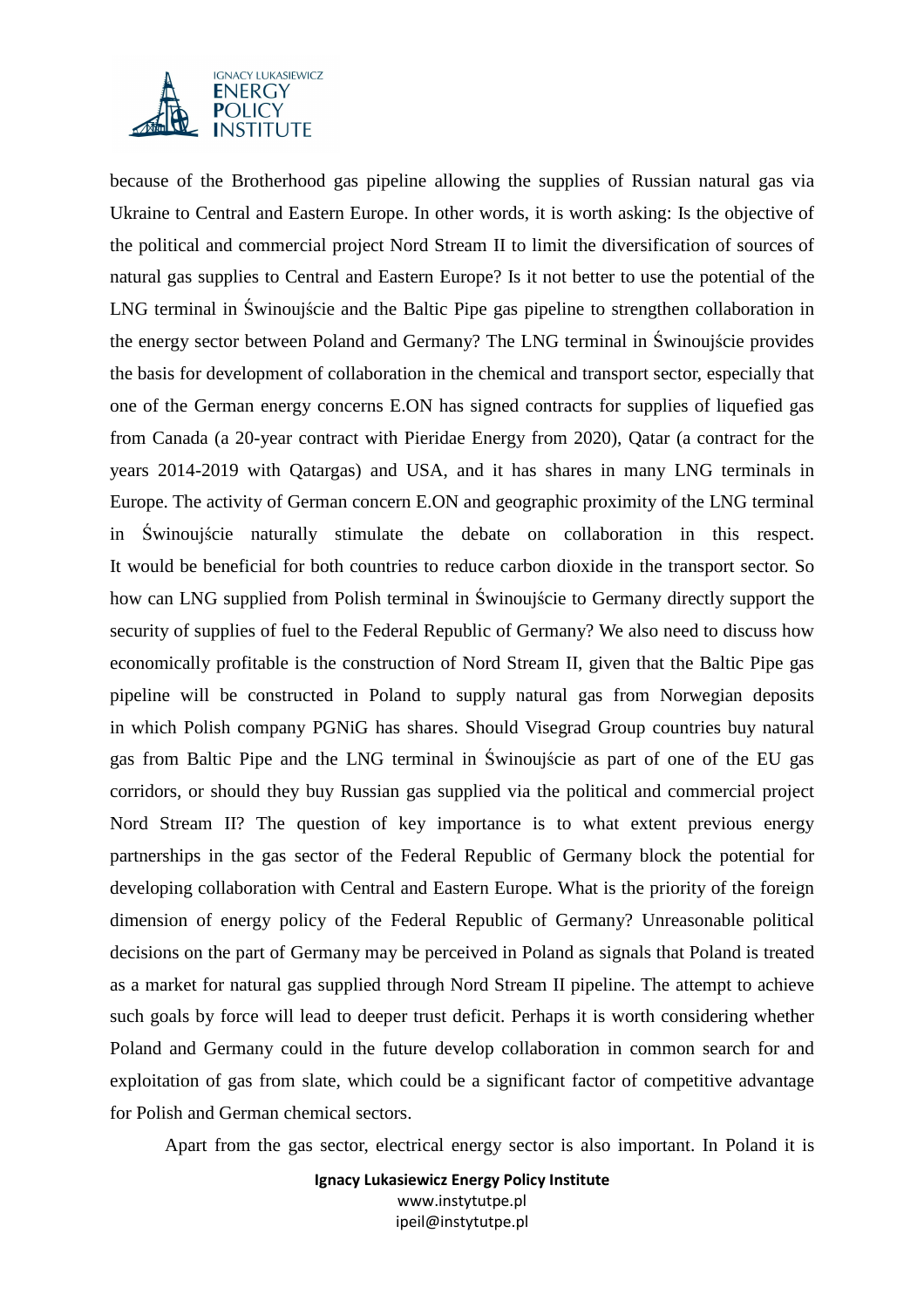because of the Brotherhood gas pipeline allowing the supplies of Russian natural gas via Ukraine to Central and Eastern Europe. In other words, it is worth asking: Is the objective of the political and commercial project Nord Stream II to limit the diversification of sources of natural gas supplies to Central and Eastern Europe? Is it not better to use the potential of the LNG terminal in Świnoujście and the Baltic Pipe gas pipeline to strengthen collaboration in the energy sector between Poland and Germany? The LNG terminal in Świnoujście provides the basis for development of collaboration in the chemical and transport sector, especially that one of the German energy concerns E.ON has signed contracts for supplies of liquefied gas from Canada (a 20-year contract with Pieridae Energy from 2020), Qatar (a contract for the years 2014-2019 with Qatargas) and USA, and it has shares in many LNG terminals in Europe. The activity of German concern E.ON and geographic proximity of the LNG terminal in Świnoujście naturally stimulate the debate on collaboration in this respect. It would be beneficial for both countries to reduce carbon dioxide in the transport sector. So how can LNG supplied from Polish terminal in Świnoujście to Germany directly support the security of supplies of fuel to the Federal Republic of Germany? We also need to discuss how economically profitable is the construction of Nord Stream II, given that the Baltic Pipe gas pipeline will be constructed in Poland to supply natural gas from Norwegian deposits in which Polish company PGNiG has shares. Should Visegrad Group countries buy natural gas from Baltic Pipe and the LNG terminal in Świnoujście as part of one of the EU gas corridors, or should they buy Russian gas supplied via the political and commercial project Nord Stream II? The question of key importance is to what extent previous energy partnerships in the gas sector of the Federal Republic of Germany block the potential for developing collaboration with Central and Eastern Europe. What is the priority of the foreign dimension of energy policy of the Federal Republic of Germany? Unreasonable political decisions on the part of Germany may be perceived in Poland as signals that Poland is treated as a market for natural gas supplied through Nord Stream II pipeline. The attempt to achieve such goals by force will lead to deeper trust deficit. Perhaps it is worth considering whether Poland and Germany could in the future develop collaboration in common search for and exploitation of gas from slate, which could be a significant factor of competitive advantage for Polish and German chemical sectors.

Apart from the gas sector, electrical energy sector is also important. In Poland it is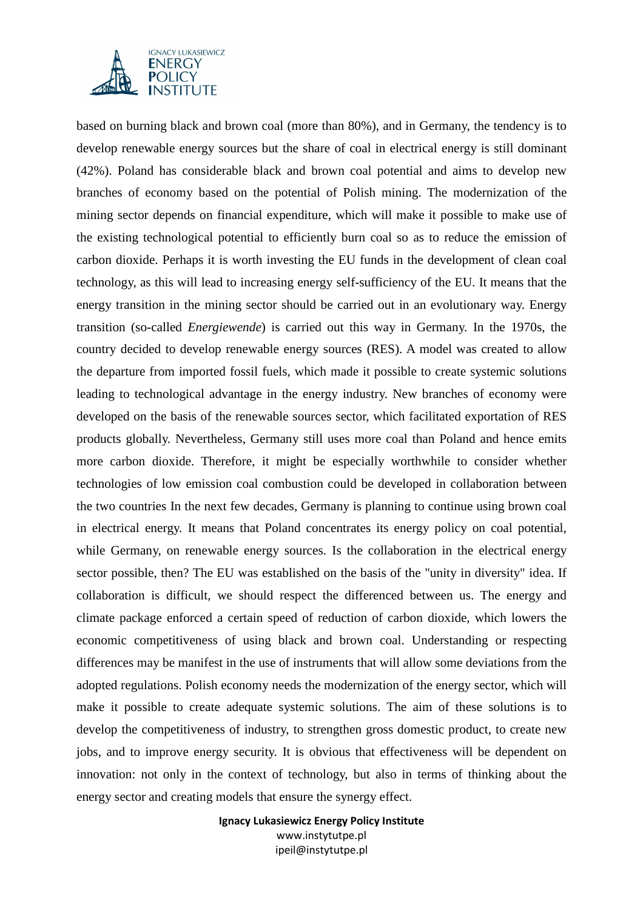based on burning black and brown coal (more than 80%), and in Germany, the tendency is to develop renewable energy sources but the share of coal in electrical energy is still dominant (42%). Poland has considerable black and brown coal potential and aims to develop new branches of economy based on the potential of Polish mining. The modernization of the mining sector depends on financial expenditure, which will make it possible to make use of the existing technological potential to efficiently burn coal so as to reduce the emission of carbon dioxide. Perhaps it is worth investing the EU funds in the development of clean coal technology, as this will lead to increasing energy self-sufficiency of the EU. It means that the energy transition in the mining sector should be carried out in an evolutionary way. Energy transition (so-called *Energiewende*) is carried out this way in Germany. In the 1970s, the country decided to develop renewable energy sources (RES). A model was created to allow the departure from imported fossil fuels, which made it possible to create systemic solutions leading to technological advantage in the energy industry. New branches of economy were developed on the basis of the renewable sources sector, which facilitated exportation of RES products globally. Nevertheless, Germany still uses more coal than Poland and hence emits more carbon dioxide. Therefore, it might be especially worthwhile to consider whether technologies of low emission coal combustion could be developed in collaboration between the two countries In the next few decades, Germany is planning to continue using brown coal in electrical energy. It means that Poland concentrates its energy policy on coal potential, while Germany, on renewable energy sources. Is the collaboration in the electrical energy sector possible, then? The EU was established on the basis of the "unity in diversity" idea. If collaboration is difficult, we should respect the differenced between us. The energy and climate package enforced a certain speed of reduction of carbon dioxide, which lowers the economic competitiveness of using black and brown coal. Understanding or respecting differences may be manifest in the use of instruments that will allow some deviations from the adopted regulations. Polish economy needs the modernization of the energy sector, which will make it possible to create adequate systemic solutions. The aim of these solutions is to develop the competitiveness of industry, to strengthen gross domestic product, to create new jobs, and to improve energy security. It is obvious that effectiveness will be dependent on innovation: not only in the context of technology, but also in terms of thinking about the energy sector and creating models that ensure the synergy effect.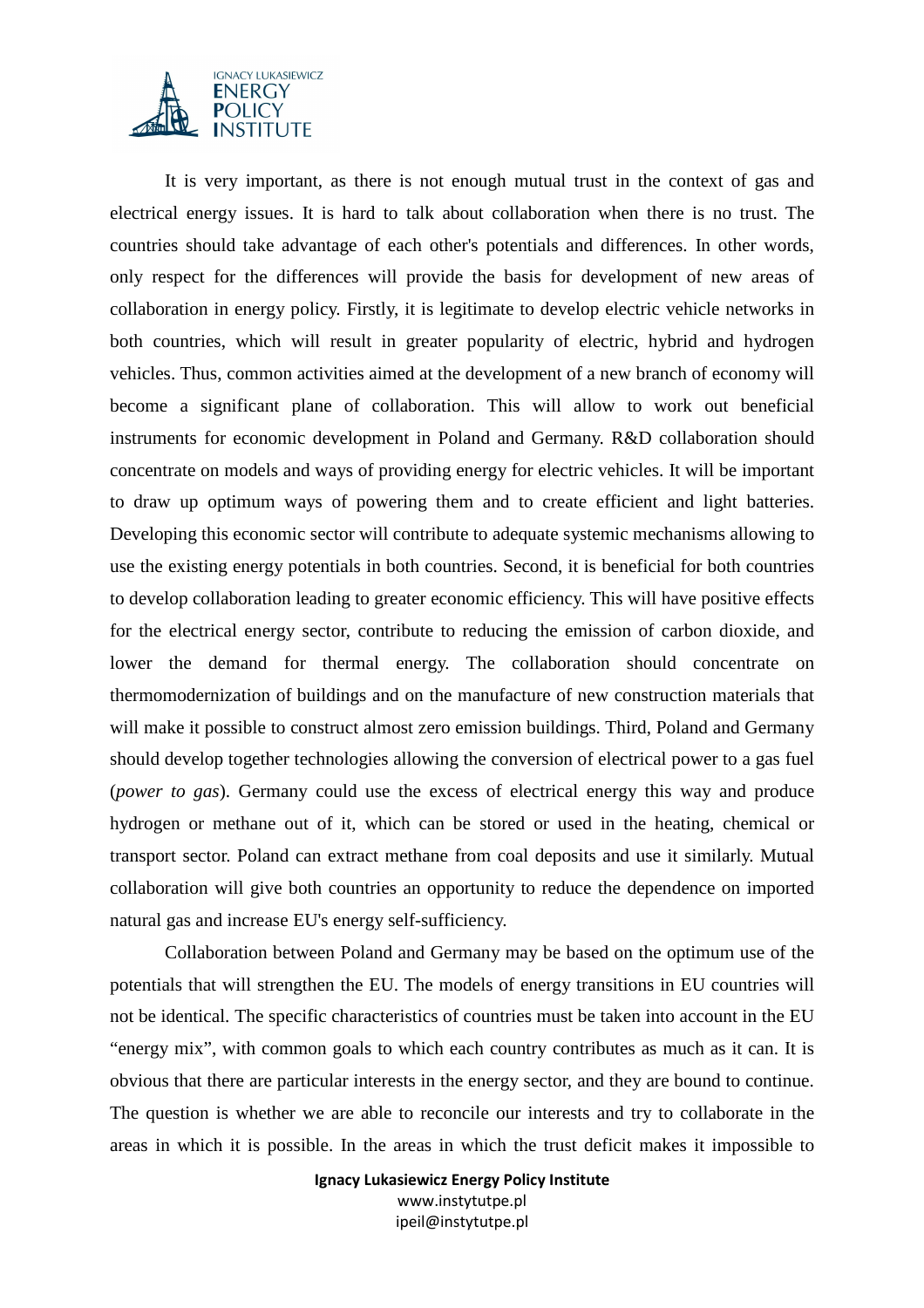It is very important, as there is not enough mutual trust in the context of gas and electrical energy issues. It is hard to talk about collaboration when there is no trust. The countries should take advantage of each other's potentials and differences. In other words, only respect for the differences will provide the basis for development of new areas of collaboration in energy policy. Firstly, it is legitimate to develop electric vehicle networks in both countries, which will result in greater popularity of electric, hybrid and hydrogen vehicles. Thus, common activities aimed at the development of a new branch of economy will become a significant plane of collaboration. This will allow to work out beneficial instruments for economic development in Poland and Germany. R&D collaboration should concentrate on models and ways of providing energy for electric vehicles. It will be important to draw up optimum ways of powering them and to create efficient and light batteries. Developing this economic sector will contribute to adequate systemic mechanisms allowing to use the existing energy potentials in both countries. Second, it is beneficial for both countries to develop collaboration leading to greater economic efficiency. This will have positive effects for the electrical energy sector, contribute to reducing the emission of carbon dioxide, and lower the demand for thermal energy. The collaboration should concentrate on thermomodernization of buildings and on the manufacture of new construction materials that will make it possible to construct almost zero emission buildings. Third, Poland and Germany should develop together technologies allowing the conversion of electrical power to a gas fuel (*power to gas*). Germany could use the excess of electrical energy this way and produce hydrogen or methane out of it, which can be stored or used in the heating, chemical or transport sector. Poland can extract methane from coal deposits and use it similarly. Mutual collaboration will give both countries an opportunity to reduce the dependence on imported natural gas and increase EU's energy self-sufficiency.

Collaboration between Poland and Germany may be based on the optimum use of the potentials that will strengthen the EU. The models of energy transitions in EU countries will not be identical. The specific characteristics of countries must be taken into account in the EU "energy mix", with common goals to which each country contributes as much as it can. It is obvious that there are particular interests in the energy sector, and they are bound to continue. The question is whether we are able to reconcile our interests and try to collaborate in the areas in which it is possible. In the areas in which the trust deficit makes it impossible to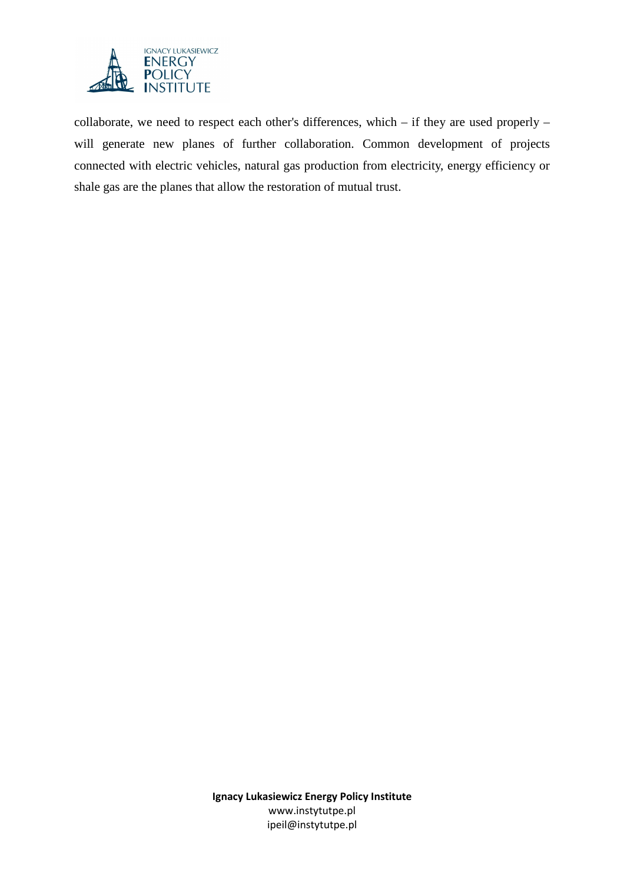collaborate, we need to respect each other's differences, which – if they are used properly – will generate new planes of further collaboration. Common development of projects connected with electric vehicles, natural gas production from electricity, energy efficiency or shale gas are the planes that allow the restoration of mutual trust.